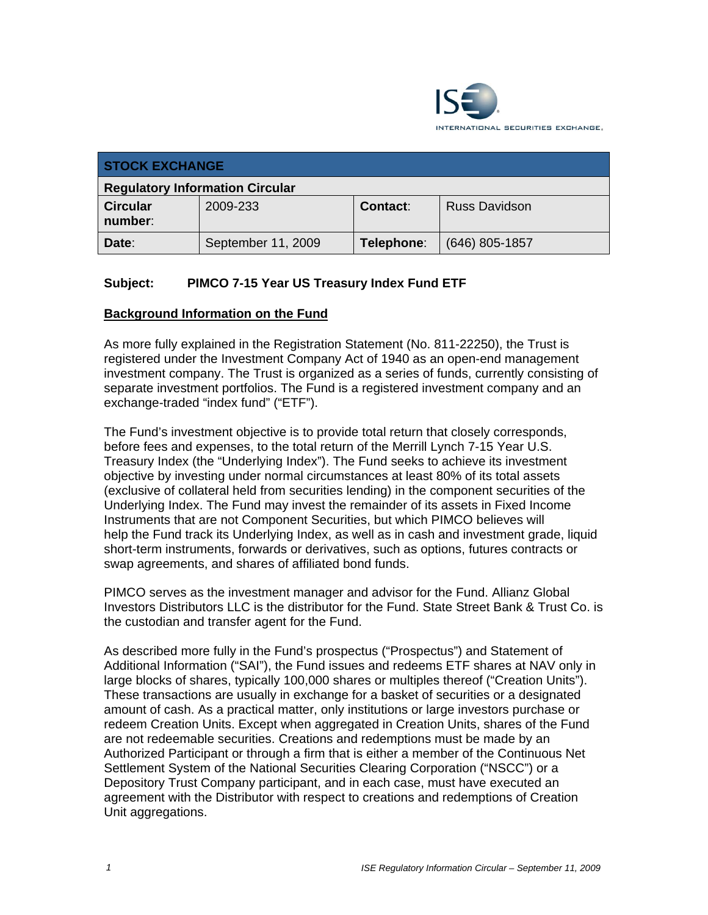INTERNATIONAL SECURITIES EXCHANGE.

| STOCK EXCHANGE | | | |
|---|---|---|---|
| **Regulatory Information Circular** | | | |
| **Circular number**: | 2009-233 | **Contact**: | Russ Davidson |
| **Date**: | September 11, 2009 | **Telephone**: | (646) 805-1857 |

**Subject: PIMCO 7-15 Year US Treasury Index Fund ETF**

## Background Information on the Fund

As more fully explained in the Registration Statement (No. 811-22250), the Trust is registered under the Investment Company Act of 1940 as an open-end management investment company. The Trust is organized as a series of funds, currently consisting of separate investment portfolios. The Fund is a registered investment company and an exchange-traded "index fund" ("ETF").

The Fund's investment objective is to provide total return that closely corresponds, before fees and expenses, to the total return of the Merrill Lynch 7-15 Year U.S. Treasury Index (the "Underlying Index"). The Fund seeks to achieve its investment objective by investing under normal circumstances at least 80% of its total assets (exclusive of collateral held from securities lending) in the component securities of the Underlying Index. The Fund may invest the remainder of its assets in Fixed Income Instruments that are not Component Securities, but which PIMCO believes will help the Fund track its Underlying Index, as well as in cash and investment grade, liquid short-term instruments, forwards or derivatives, such as options, futures contracts or swap agreements, and shares of affiliated bond funds.

PIMCO serves as the investment manager and advisor for the Fund. Allianz Global Investors Distributors LLC is the distributor for the Fund. State Street Bank & Trust Co. is the custodian and transfer agent for the Fund.

As described more fully in the Fund's prospectus ("Prospectus") and Statement of Additional Information ("SAI"), the Fund issues and redeems ETF shares at NAV only in large blocks of shares, typically 100,000 shares or multiples thereof ("Creation Units"). These transactions are usually in exchange for a basket of securities or a designated amount of cash. As a practical matter, only institutions or large investors purchase or redeem Creation Units. Except when aggregated in Creation Units, shares of the Fund are not redeemable securities. Creations and redemptions must be made by an Authorized Participant or through a firm that is either a member of the Continuous Net Settlement System of the National Securities Clearing Corporation ("NSCC") or a Depository Trust Company participant, and in each case, must have executed an agreement with the Distributor with respect to creations and redemptions of Creation Unit aggregations.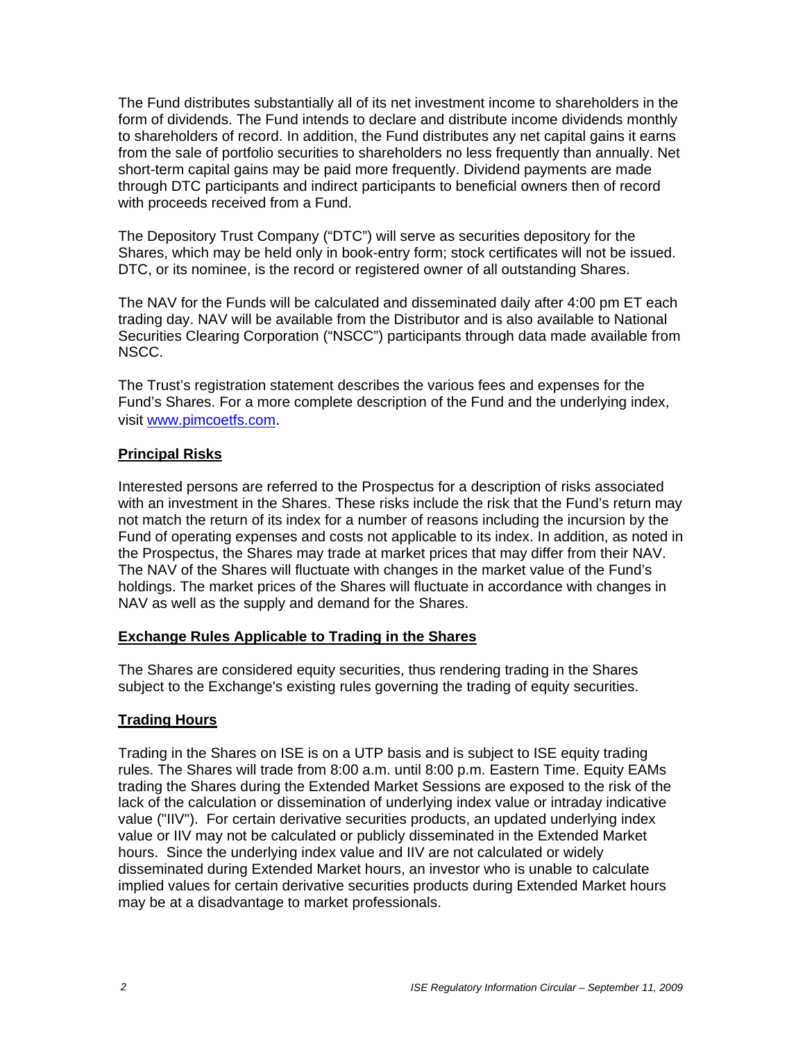The Fund distributes substantially all of its net investment income to shareholders in the form of dividends. The Fund intends to declare and distribute income dividends monthly to shareholders of record. In addition, the Fund distributes any net capital gains it earns from the sale of portfolio securities to shareholders no less frequently than annually. Net short-term capital gains may be paid more frequently. Dividend payments are made through DTC participants and indirect participants to beneficial owners then of record with proceeds received from a Fund.

The Depository Trust Company ("DTC") will serve as securities depository for the Shares, which may be held only in book-entry form; stock certificates will not be issued. DTC, or its nominee, is the record or registered owner of all outstanding Shares.

The NAV for the Funds will be calculated and disseminated daily after 4:00 pm ET each trading day. NAV will be available from the Distributor and is also available to National Securities Clearing Corporation ("NSCC") participants through data made available from NSCC.

The Trust's registration statement describes the various fees and expenses for the Fund's Shares. For a more complete description of the Fund and the underlying index, visit [www.pimcoetfs.com](http://www.pimcoetfs.com).

## Principal Risks

Interested persons are referred to the Prospectus for a description of risks associated with an investment in the Shares. These risks include the risk that the Fund's return may not match the return of its index for a number of reasons including the incursion by the Fund of operating expenses and costs not applicable to its index. In addition, as noted in the Prospectus, the Shares may trade at market prices that may differ from their NAV. The NAV of the Shares will fluctuate with changes in the market value of the Fund's holdings. The market prices of the Shares will fluctuate in accordance with changes in NAV as well as the supply and demand for the Shares.

## Exchange Rules Applicable to Trading in the Shares

The Shares are considered equity securities, thus rendering trading in the Shares subject to the Exchange's existing rules governing the trading of equity securities.

## Trading Hours

Trading in the Shares on ISE is on a UTP basis and is subject to ISE equity trading rules. The Shares will trade from 8:00 a.m. until 8:00 p.m. Eastern Time. Equity EAMs trading the Shares during the Extended Market Sessions are exposed to the risk of the lack of the calculation or dissemination of underlying index value or intraday indicative value ("IIV"). For certain derivative securities products, an updated underlying index value or IIV may not be calculated or publicly disseminated in the Extended Market hours. Since the underlying index value and IIV are not calculated or widely disseminated during Extended Market hours, an investor who is unable to calculate implied values for certain derivative securities products during Extended Market hours may be at a disadvantage to market professionals.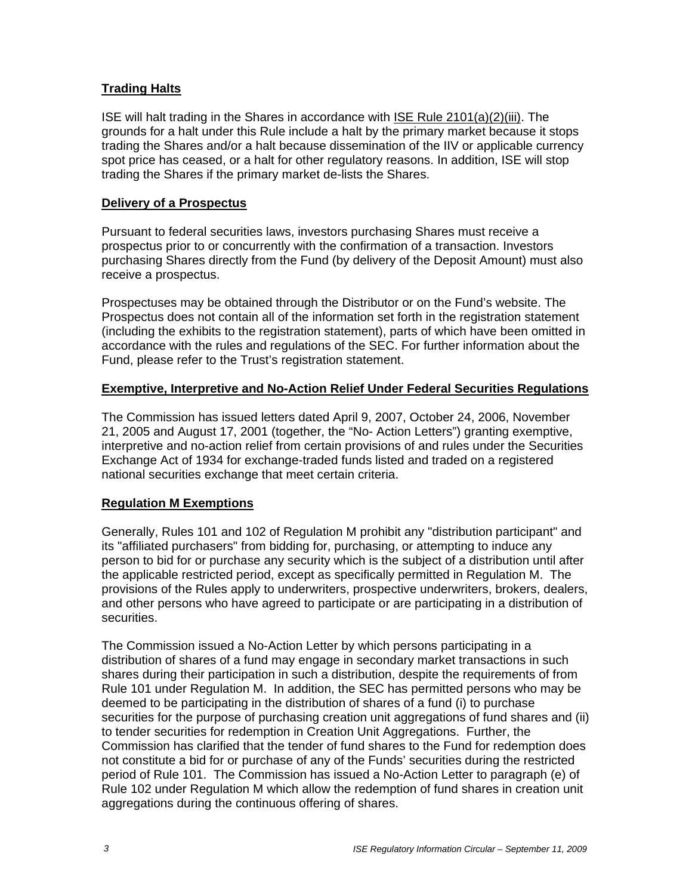**Trading Halts**

ISE will halt trading in the Shares in accordance with ISE Rule 2101(a)(2)(iii). The grounds for a halt under this Rule include a halt by the primary market because it stops trading the Shares and/or a halt because dissemination of the IIV or applicable currency spot price has ceased, or a halt for other regulatory reasons. In addition, ISE will stop trading the Shares if the primary market de-lists the Shares.

**Delivery of a Prospectus**

Pursuant to federal securities laws, investors purchasing Shares must receive a prospectus prior to or concurrently with the confirmation of a transaction. Investors purchasing Shares directly from the Fund (by delivery of the Deposit Amount) must also receive a prospectus.

Prospectuses may be obtained through the Distributor or on the Fund's website. The Prospectus does not contain all of the information set forth in the registration statement (including the exhibits to the registration statement), parts of which have been omitted in accordance with the rules and regulations of the SEC. For further information about the Fund, please refer to the Trust's registration statement.

**Exemptive, Interpretive and No-Action Relief Under Federal Securities Regulations**

The Commission has issued letters dated April 9, 2007, October 24, 2006, November 21, 2005 and August 17, 2001 (together, the "No- Action Letters") granting exemptive, interpretive and no-action relief from certain provisions of and rules under the Securities Exchange Act of 1934 for exchange-traded funds listed and traded on a registered national securities exchange that meet certain criteria.

**Regulation M Exemptions**

Generally, Rules 101 and 102 of Regulation M prohibit any "distribution participant" and its "affiliated purchasers" from bidding for, purchasing, or attempting to induce any person to bid for or purchase any security which is the subject of a distribution until after the applicable restricted period, except as specifically permitted in Regulation M. The provisions of the Rules apply to underwriters, prospective underwriters, brokers, dealers, and other persons who have agreed to participate or are participating in a distribution of securities.

The Commission issued a No-Action Letter by which persons participating in a distribution of shares of a fund may engage in secondary market transactions in such shares during their participation in such a distribution, despite the requirements of from Rule 101 under Regulation M. In addition, the SEC has permitted persons who may be deemed to be participating in the distribution of shares of a fund (i) to purchase securities for the purpose of purchasing creation unit aggregations of fund shares and (ii) to tender securities for redemption in Creation Unit Aggregations. Further, the Commission has clarified that the tender of fund shares to the Fund for redemption does not constitute a bid for or purchase of any of the Funds' securities during the restricted period of Rule 101. The Commission has issued a No-Action Letter to paragraph (e) of Rule 102 under Regulation M which allow the redemption of fund shares in creation unit aggregations during the continuous offering of shares.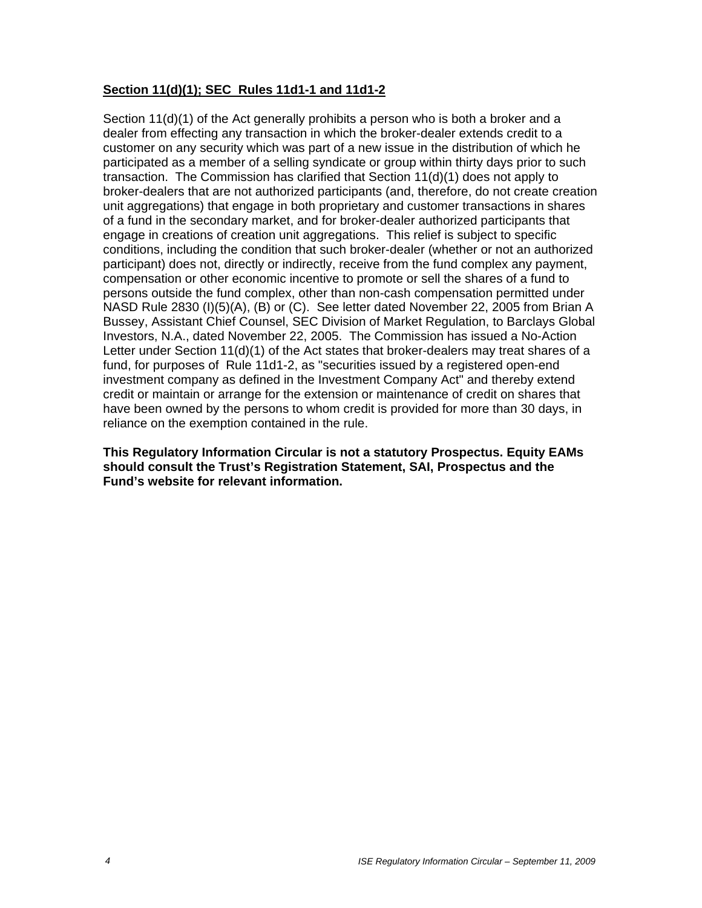**Section 11(d)(1); SEC Rules 11d1-1 and 11d1-2**

Section 11(d)(1) of the Act generally prohibits a person who is both a broker and a dealer from effecting any transaction in which the broker-dealer extends credit to a customer on any security which was part of a new issue in the distribution of which he participated as a member of a selling syndicate or group within thirty days prior to such transaction. The Commission has clarified that Section 11(d)(1) does not apply to broker-dealers that are not authorized participants (and, therefore, do not create creation unit aggregations) that engage in both proprietary and customer transactions in shares of a fund in the secondary market, and for broker-dealer authorized participants that engage in creations of creation unit aggregations. This relief is subject to specific conditions, including the condition that such broker-dealer (whether or not an authorized participant) does not, directly or indirectly, receive from the fund complex any payment, compensation or other economic incentive to promote or sell the shares of a fund to persons outside the fund complex, other than non-cash compensation permitted under NASD Rule 2830 (I)(5)(A), (B) or (C). See letter dated November 22, 2005 from Brian A Bussey, Assistant Chief Counsel, SEC Division of Market Regulation, to Barclays Global Investors, N.A., dated November 22, 2005. The Commission has issued a No-Action Letter under Section 11(d)(1) of the Act states that broker-dealers may treat shares of a fund, for purposes of Rule 11d1-2, as "securities issued by a registered open-end investment company as defined in the Investment Company Act" and thereby extend credit or maintain or arrange for the extension or maintenance of credit on shares that have been owned by the persons to whom credit is provided for more than 30 days, in reliance on the exemption contained in the rule.

**This Regulatory Information Circular is not a statutory Prospectus. Equity EAMs should consult the Trust's Registration Statement, SAI, Prospectus and the Fund's website for relevant information.**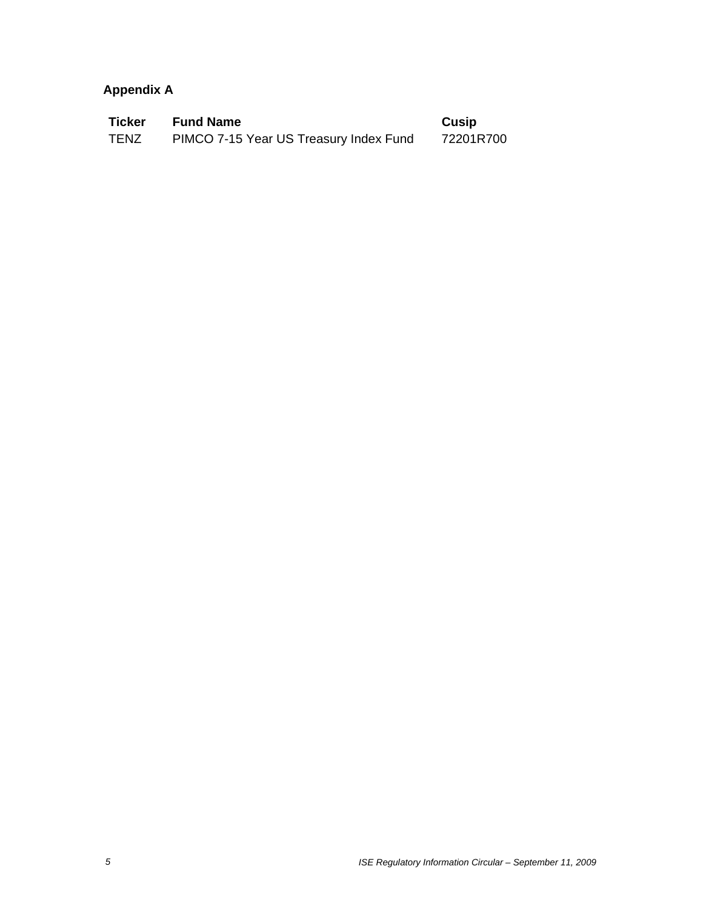## Appendix A

| Ticker | Fund Name | Cusip |
| --- | --- | --- |
| TENZ | PIMCO 7-15 Year US Treasury Index Fund | 72201R700 |